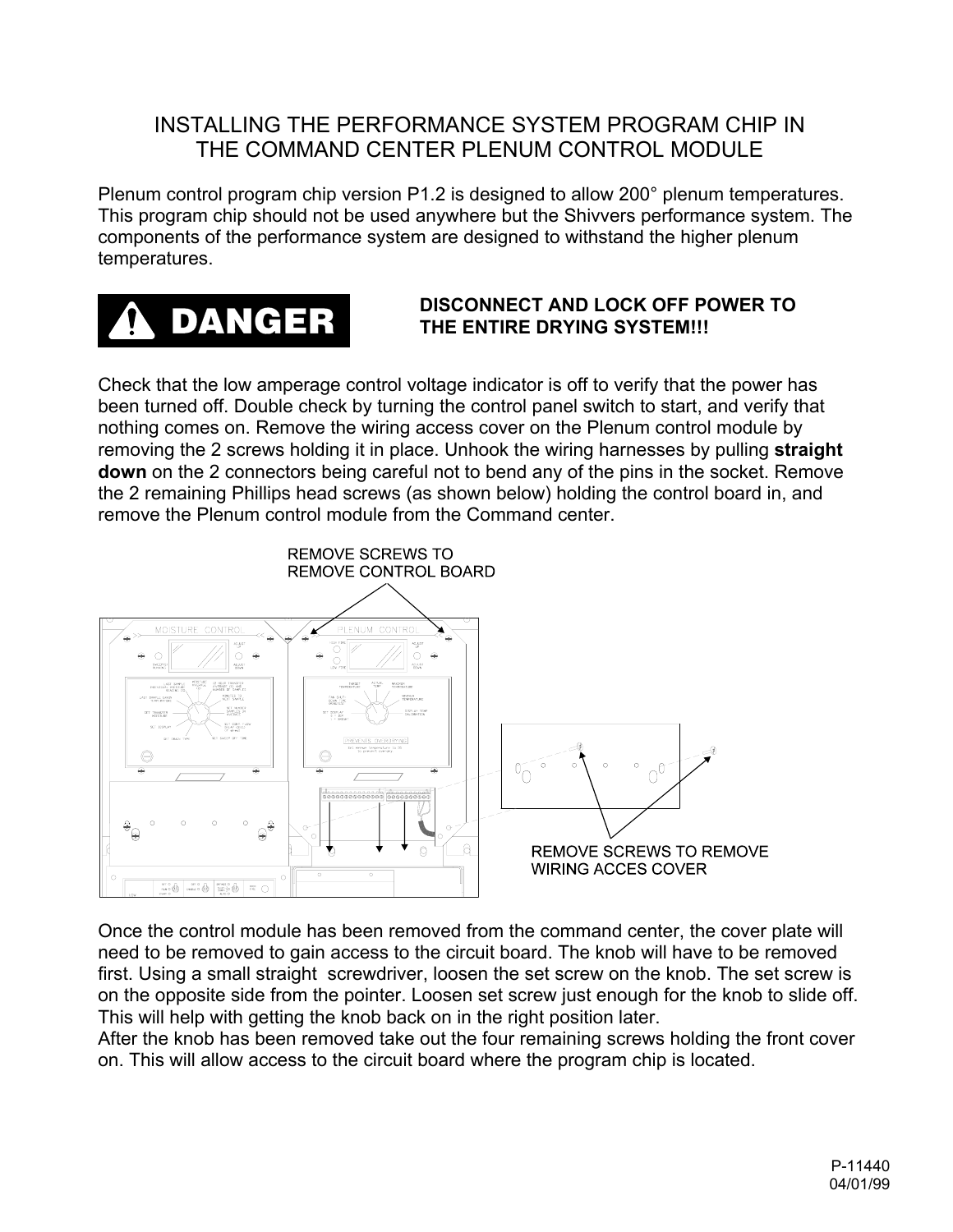# INSTALLING THE PERFORMANCE SYSTEM PROGRAM CHIP IN THE COMMAND CENTER PLENUM CONTROL MODULE

Plenum control program chip version P1.2 is designed to allow 200° plenum temperatures. This program chip should not be used anywhere but the Shivvers performance system. The components of the performance system are designed to withstand the higher plenum temperatures.

**DANGER**

**DISCONNECT AND LOCK OFF POWER TO THE ENTIRE DRYING SYSTEM!!!**

Check that the low amperage control voltage indicator is off to verify that the power has been turned off. Double check by turning the control panel switch to start, and verify that nothing comes on. Remove the wiring access cover on the Plenum control module by removing the 2 screws holding it in place. Unhook the wiring harnesses by pulling **straight down** on the 2 connectors being careful not to bend any of the pins in the socket. Remove the 2 remaining Phillips head screws (as shown below) holding the control board in, and remove the Plenum control module from the Command center.

REMOVE SCREWS TO REMOVE CONTROL BOARD

REMOVE SCREWS TO REMOVE WIRING ACCES COVER

Once the control module has been removed from the command center, the cover plate will need to be removed to gain access to the circuit board. The knob will have to be removed first. Using a small straight screwdriver, loosen the set screw on the knob. The set screw is on the opposite side from the pointer. Loosen set screw just enough for the knob to slide off. This will help with getting the knob back on in the right position later.
After the knob has been removed take out the four remaining screws holding the front cover on. This will allow access to the circuit board where the program chip is located.

P-11440
04/01/99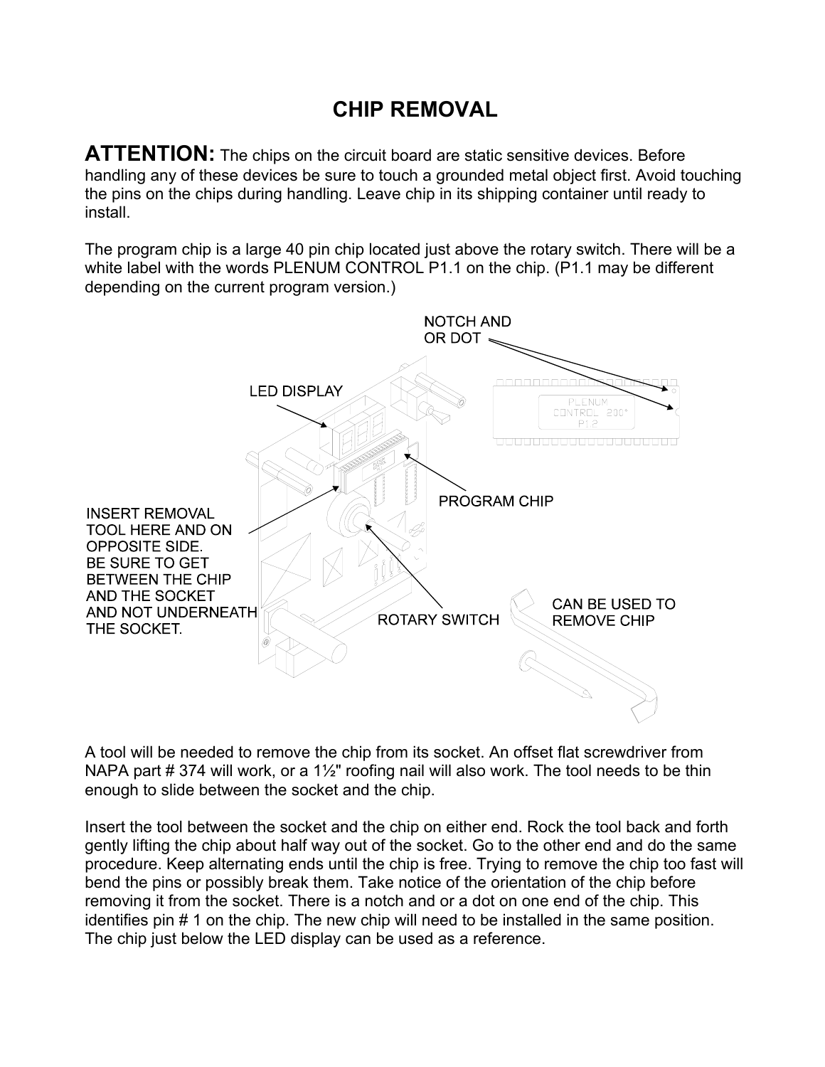# CHIP REMOVAL

**ATTENTION:** The chips on the circuit board are static sensitive devices. Before handling any of these devices be sure to touch a grounded metal object first. Avoid touching the pins on the chips during handling. Leave chip in its shipping container until ready to install.

The program chip is a large 40 pin chip located just above the rotary switch. There will be a white label with the words PLENUM CONTROL P1.1 on the chip. (P1.1 may be different depending on the current program version.)

NOTCH AND OR DOT

LED DISPLAY

PLENUM CONTROL 200° P1.2

PROGRAM CHIP

INSERT REMOVAL TOOL HERE AND ON OPPOSITE SIDE. BE SURE TO GET BETWEEN THE CHIP AND THE SOCKET AND NOT UNDERNEATH THE SOCKET.

ROTARY SWITCH

CAN BE USED TO REMOVE CHIP

A tool will be needed to remove the chip from its socket. An offset flat screwdriver from NAPA part # 374 will work, or a 1½" roofing nail will also work. The tool needs to be thin enough to slide between the socket and the chip.

Insert the tool between the socket and the chip on either end. Rock the tool back and forth gently lifting the chip about half way out of the socket. Go to the other end and do the same procedure. Keep alternating ends until the chip is free. Trying to remove the chip too fast will bend the pins or possibly break them. Take notice of the orientation of the chip before removing it from the socket. There is a notch and or a dot on one end of the chip. This identifies pin # 1 on the chip. The new chip will need to be installed in the same position. The chip just below the LED display can be used as a reference.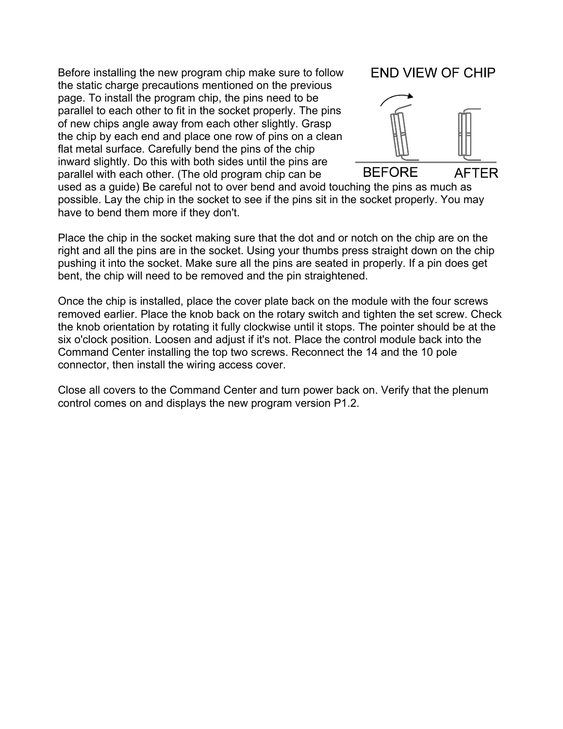Before installing the new program chip make sure to follow the static charge precautions mentioned on the previous page. To install the program chip, the pins need to be parallel to each other to fit in the socket properly. The pins of new chips angle away from each other slightly. Grasp the chip by each end and place one row of pins on a clean flat metal surface. Carefully bend the pins of the chip inward slightly. Do this with both sides until the pins are parallel with each other. (The old program chip can be used as a guide) Be careful not to over bend and avoid touching the pins as much as possible. Lay the chip in the socket to see if the pins sit in the socket properly. You may have to bend them more if they don't.

END VIEW OF CHIP

BEFORE

AFTER

Place the chip in the socket making sure that the dot and or notch on the chip are on the right and all the pins are in the socket. Using your thumbs press straight down on the chip pushing it into the socket. Make sure all the pins are seated in properly. If a pin does get bent, the chip will need to be removed and the pin straightened.

Once the chip is installed, place the cover plate back on the module with the four screws removed earlier. Place the knob back on the rotary switch and tighten the set screw. Check the knob orientation by rotating it fully clockwise until it stops. The pointer should be at the six o'clock position. Loosen and adjust if it's not. Place the control module back into the Command Center installing the top two screws. Reconnect the 14 and the 10 pole connector, then install the wiring access cover.

Close all covers to the Command Center and turn power back on. Verify that the plenum control comes on and displays the new program version P1.2.